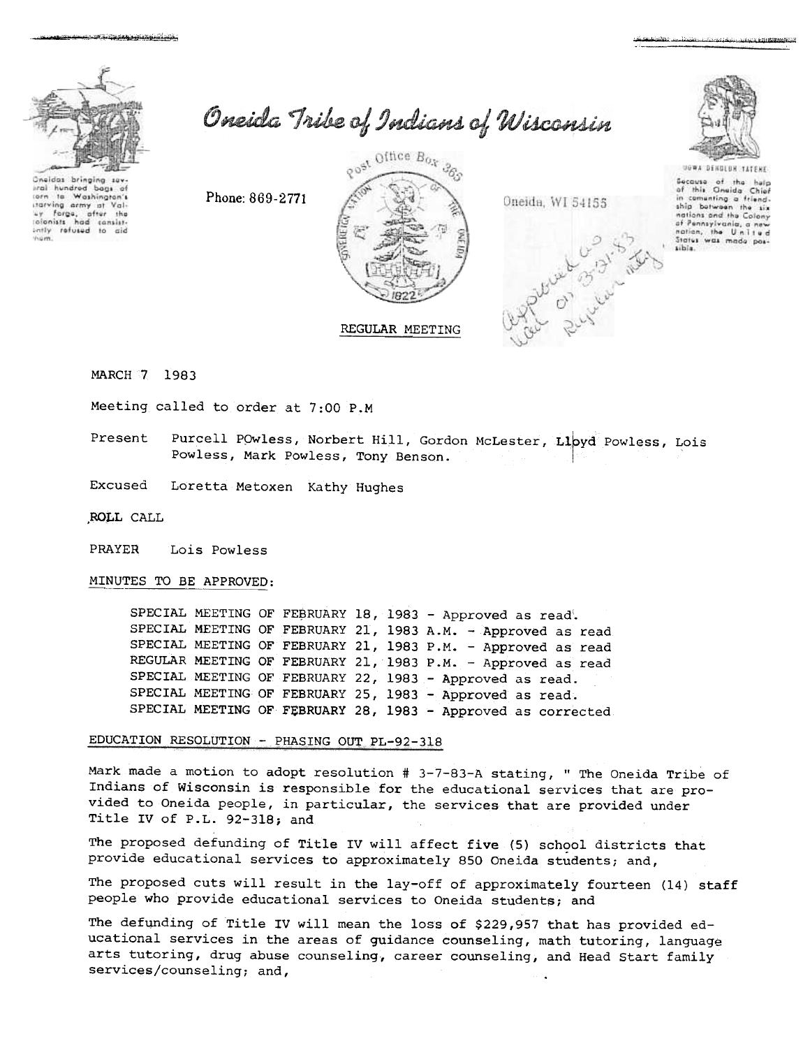# Oneida Tribe of Indians of Wisconsin

Oneidas bringing several hundred bags of corn to Washington's starving army at Valley Forge, after the colonists had consistently refused to aid them.

Phone: 869-2771

Post Office Box 365

Oneida, WI 54155

UGWA DEHOLUH YATEHE

Because of the help of this Oneida Chief in cementing a friendship between the six nations and the Colony of Pennsylvania, a new nation, the United States was made possible.

Approved as read on 3-21-83 Regular mtg.

REGULAR MEETING

MARCH 7 1983

Meeting called to order at 7:00 P.M

Present Purcell POwless, Norbert Hill, Gordon McLester, Lloyd Powless, Lois Powless, Mark Powless, Tony Benson.

Excused Loretta Metoxen Kathy Hughes

ROLL CALL

PRAYER Lois Powless

MINUTES TO BE APPROVED:

SPECIAL MEETING OF FEBRUARY 18, 1983 - Approved as read.
SPECIAL MEETING OF FEBRUARY 21, 1983 A.M. - Approved as read
SPECIAL MEETING OF FEBRUARY 21, 1983 P.M. - Approved as read
REGULAR MEETING OF FEBRUARY 21, 1983 P.M. - Approved as read
SPECIAL MEETING OF FEBRUARY 22, 1983 - Approved as read.
SPECIAL MEETING OF FEBRUARY 25, 1983 - Approved as read.
SPECIAL MEETING OF FEBRUARY 28, 1983 - Approved as corrected

EDUCATION RESOLUTION - PHASING OUT PL-92-318

Mark made a motion to adopt resolution # 3-7-83-A stating, " The Oneida Tribe of Indians of Wisconsin is responsible for the educational services that are provided to Oneida people, in particular, the services that are provided under Title IV of P.L. 92-318; and

The proposed defunding of Title IV will affect five (5) school districts that provide educational services to approximately 850 Oneida students; and,

The proposed cuts will result in the lay-off of approximately fourteen (14) staff people who provide educational services to Oneida students; and

The defunding of Title IV will mean the loss of $229,957 that has provided educational services in the areas of guidance counseling, math tutoring, language arts tutoring, drug abuse counseling, career counseling, and Head Start family services/counseling; and,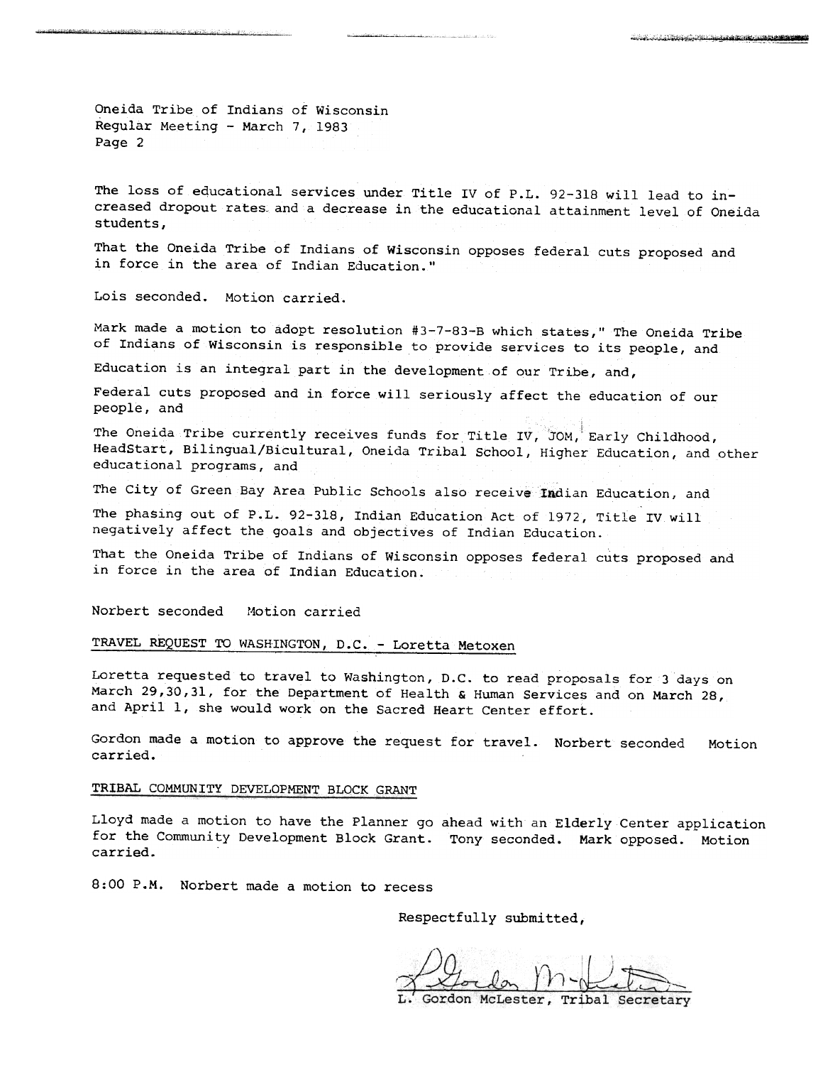The loss of educational services under Title IV of P.L. 92-318 will lead to increased dropout rates and a decrease in the educational attainment level of Oneida students,

That the Oneida Tribe of Indians of Wisconsin opposes federal cuts proposed and in force in the area of Indian Education."

Lois seconded. Motion carried.

Mark made a motion to adopt resolution #3-7-83-B which states," The Oneida Tribe of Indians of Wisconsin is responsible to provide services to its people, and

Education is an integral part in the development of our Tribe, and,

Federal cuts proposed and in force will seriously affect the education of our people, and

The Oneida Tribe currently receives funds for Title IV, JOM, Early Childhood, HeadStart, Bilingual/Bicultural, Oneida Tribal School, Higher Education, and other educational programs, and

The City of Green Bay Area Public Schools also receive Indian Education, and

The phasing out of P.L. 92-318, Indian Education Act of 1972, Title IV will negatively affect the goals and objectives of Indian Education.

That the Oneida Tribe of Indians of Wisconsin opposes federal cuts proposed and in force in the area of Indian Education.

Norbert seconded Motion carried

TRAVEL REQUEST TO WASHINGTON, D.C. - Loretta Metoxen

Loretta requested to travel to Washington, D.C. to read proposals for 3 days on March 29,30,31, for the Department of Health & Human Services and on March 28, and April 1, she would work on the Sacred Heart Center effort.

Gordon made a motion to approve the request for travel. Norbert seconded Motion carried.

TRIBAL COMMUNITY DEVELOPMENT BLOCK GRANT

Lloyd made a motion to have the Planner go ahead with an Elderly Center application for the Community Development Block Grant. Tony seconded. Mark opposed. Motion carried.

8:00 P.M. Norbert made a motion to recess

Respectfully submitted,

L. Gordon McLester, Tribal Secretary